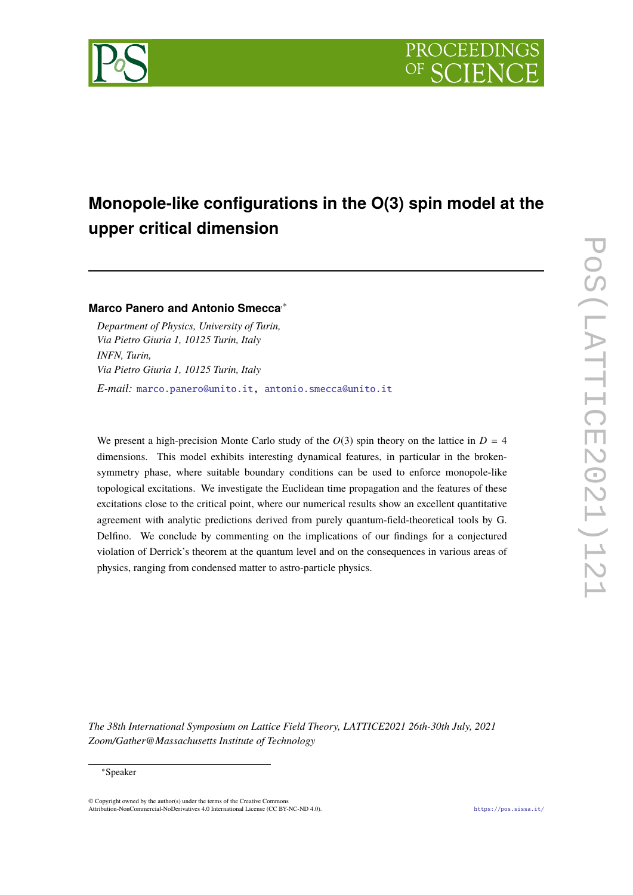# Monopole-like configurations in the O(3) spin model at the upper critical dimension

**Marco Panero and Antonio Smecca**[∗]

*Department of Physics, University of Turin,*
*Via Pietro Giuria 1, 10125 Turin, Italy*
*INFN, Turin,*
*Via Pietro Giuria 1, 10125 Turin, Italy*

*E-mail:* marco.panero@unito.it, antonio.smecca@unito.it

We present a high-precision Monte Carlo study of the $O(3)$ spin theory on the lattice in $D = 4$ dimensions. This model exhibits interesting dynamical features, in particular in the broken-symmetry phase, where suitable boundary conditions can be used to enforce monopole-like topological excitations. We investigate the Euclidean time propagation and the features of these excitations close to the critical point, where our numerical results show an excellent quantitative agreement with analytic predictions derived from purely quantum-field-theoretical tools by G. Delfino. We conclude by commenting on the implications of our findings for a conjectured violation of Derrick's theorem at the quantum level and on the consequences in various areas of physics, ranging from condensed matter to astro-particle physics.

*The 38th International Symposium on Lattice Field Theory, LATTICE2021 26th-30th July, 2021*
*Zoom/Gather@Massachusetts Institute of Technology*

[∗]Speaker

© Copyright owned by the author(s) under the terms of the Creative Commons Attribution-NonCommercial-NoDerivatives 4.0 International License (CC BY-NC-ND 4.0).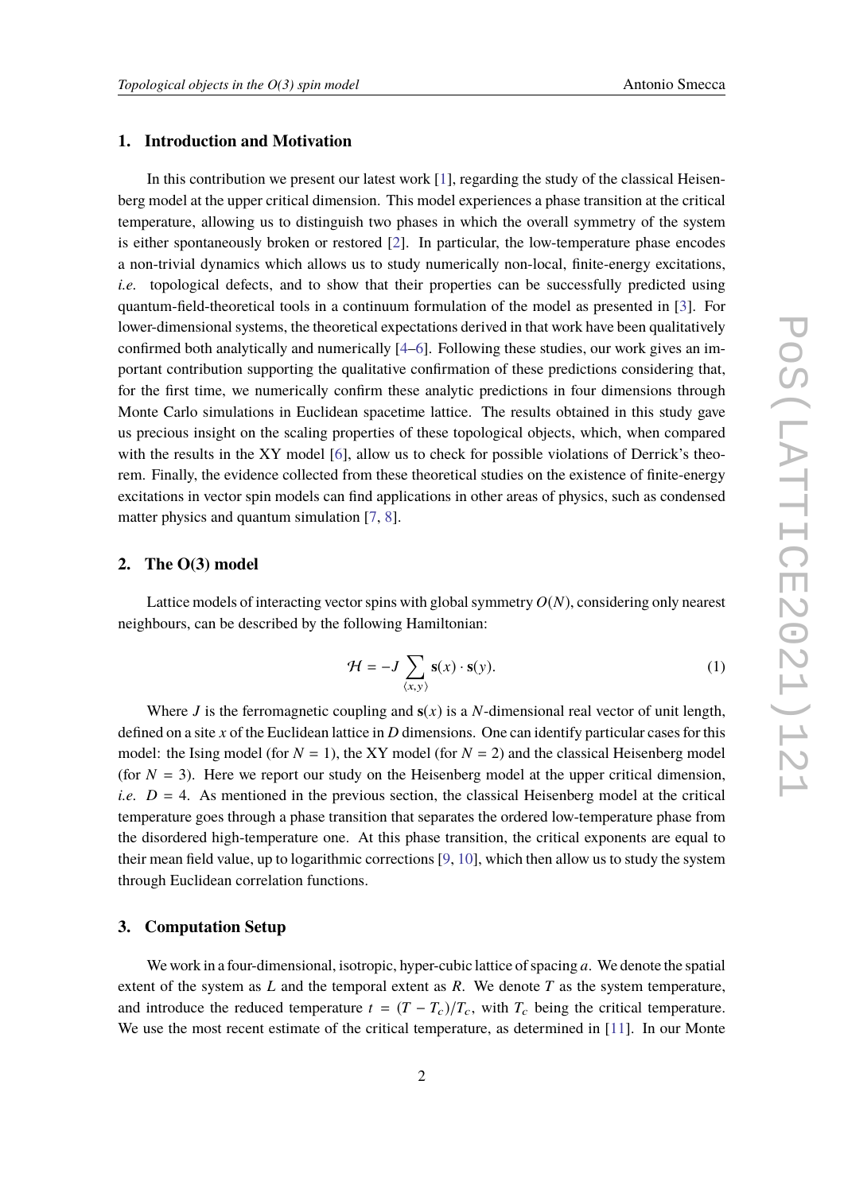## 1. Introduction and Motivation

In this contribution we present our latest work [1], regarding the study of the classical Heisenberg model at the upper critical dimension. This model experiences a phase transition at the critical temperature, allowing us to distinguish two phases in which the overall symmetry of the system is either spontaneously broken or restored [2]. In particular, the low-temperature phase encodes a non-trivial dynamics which allows us to study numerically non-local, finite-energy excitations, *i.e.* topological defects, and to show that their properties can be successfully predicted using quantum-field-theoretical tools in a continuum formulation of the model as presented in [3]. For lower-dimensional systems, the theoretical expectations derived in that work have been qualitatively confirmed both analytically and numerically [4–6]. Following these studies, our work gives an important contribution supporting the qualitative confirmation of these predictions considering that, for the first time, we numerically confirm these analytic predictions in four dimensions through Monte Carlo simulations in Euclidean spacetime lattice. The results obtained in this study gave us precious insight on the scaling properties of these topological objects, which, when compared with the results in the XY model [6], allow us to check for possible violations of Derrick's theorem. Finally, the evidence collected from these theoretical studies on the existence of finite-energy excitations in vector spin models can find applications in other areas of physics, such as condensed matter physics and quantum simulation [7, 8].

## 2. The O(3) model

Lattice models of interacting vector spins with global symmetry $O(N)$, considering only nearest neighbours, can be described by the following Hamiltonian:

$$\mathcal{H} = -J \sum_{\langle x,y \rangle} \mathbf{s}(x) \cdot \mathbf{s}(y). \tag{1}$$

Where $J$ is the ferromagnetic coupling and $\mathbf{s}(x)$ is a $N$-dimensional real vector of unit length, defined on a site $x$ of the Euclidean lattice in $D$ dimensions. One can identify particular cases for this model: the Ising model (for $N = 1$), the XY model (for $N = 2$) and the classical Heisenberg model (for $N = 3$). Here we report our study on the Heisenberg model at the upper critical dimension, *i.e.* $D = 4$. As mentioned in the previous section, the classical Heisenberg model at the critical temperature goes through a phase transition that separates the ordered low-temperature phase from the disordered high-temperature one. At this phase transition, the critical exponents are equal to their mean field value, up to logarithmic corrections [9, 10], which then allow us to study the system through Euclidean correlation functions.

## 3. Computation Setup

We work in a four-dimensional, isotropic, hyper-cubic lattice of spacing $a$. We denote the spatial extent of the system as $L$ and the temporal extent as $R$. We denote $T$ as the system temperature, and introduce the reduced temperature $t = (T - T_c)/T_c$, with $T_c$ being the critical temperature. We use the most recent estimate of the critical temperature, as determined in [11]. In our Monte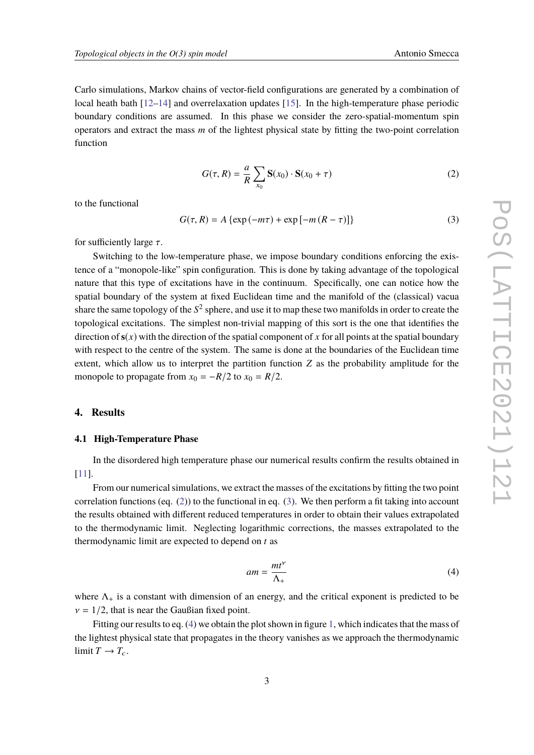Carlo simulations, Markov chains of vector-field configurations are generated by a combination of local heath bath [12–14] and overrelaxation updates [15]. In the high-temperature phase periodic boundary conditions are assumed. In this phase we consider the zero-spatial-momentum spin operators and extract the mass $m$ of the lightest physical state by fitting the two-point correlation function

$$G(\tau, R) = \frac{a}{R} \sum_{x_0} \mathbf{S}(x_0) \cdot \mathbf{S}(x_0 + \tau) \tag{2}$$

to the functional

$$G(\tau, R) = A \left\{ \exp(-m\tau) + \exp\left[-m(R - \tau)\right] \right\} \tag{3}$$

for sufficiently large $\tau$.

Switching to the low-temperature phase, we impose boundary conditions enforcing the existence of a "monopole-like" spin configuration. This is done by taking advantage of the topological nature that this type of excitations have in the continuum. Specifically, one can notice how the spatial boundary of the system at fixed Euclidean time and the manifold of the (classical) vacua share the same topology of the $S^2$ sphere, and use it to map these two manifolds in order to create the topological excitations. The simplest non-trivial mapping of this sort is the one that identifies the direction of $\mathbf{s}(x)$ with the direction of the spatial component of $x$ for all points at the spatial boundary with respect to the centre of the system. The same is done at the boundaries of the Euclidean time extent, which allow us to interpret the partition function $Z$ as the probability amplitude for the monopole to propagate from $x_0 = -R/2$ to $x_0 = R/2$.

## 4. Results

### 4.1 High-Temperature Phase

In the disordered high temperature phase our numerical results confirm the results obtained in [11].

From our numerical simulations, we extract the masses of the excitations by fitting the two point correlation functions (eq. (2)) to the functional in eq. (3). We then perform a fit taking into account the results obtained with different reduced temperatures in order to obtain their values extrapolated to the thermodynamic limit. Neglecting logarithmic corrections, the masses extrapolated to the thermodynamic limit are expected to depend on $t$ as

$$am = \frac{mt^{\nu}}{\Lambda_+} \tag{4}$$

where $\Lambda_+$ is a constant with dimension of an energy, and the critical exponent is predicted to be $\nu = 1/2$, that is near the Gaußian fixed point.

Fitting our results to eq. (4) we obtain the plot shown in figure 1, which indicates that the mass of the lightest physical state that propagates in the theory vanishes as we approach the thermodynamic limit $T \rightarrow T_c$.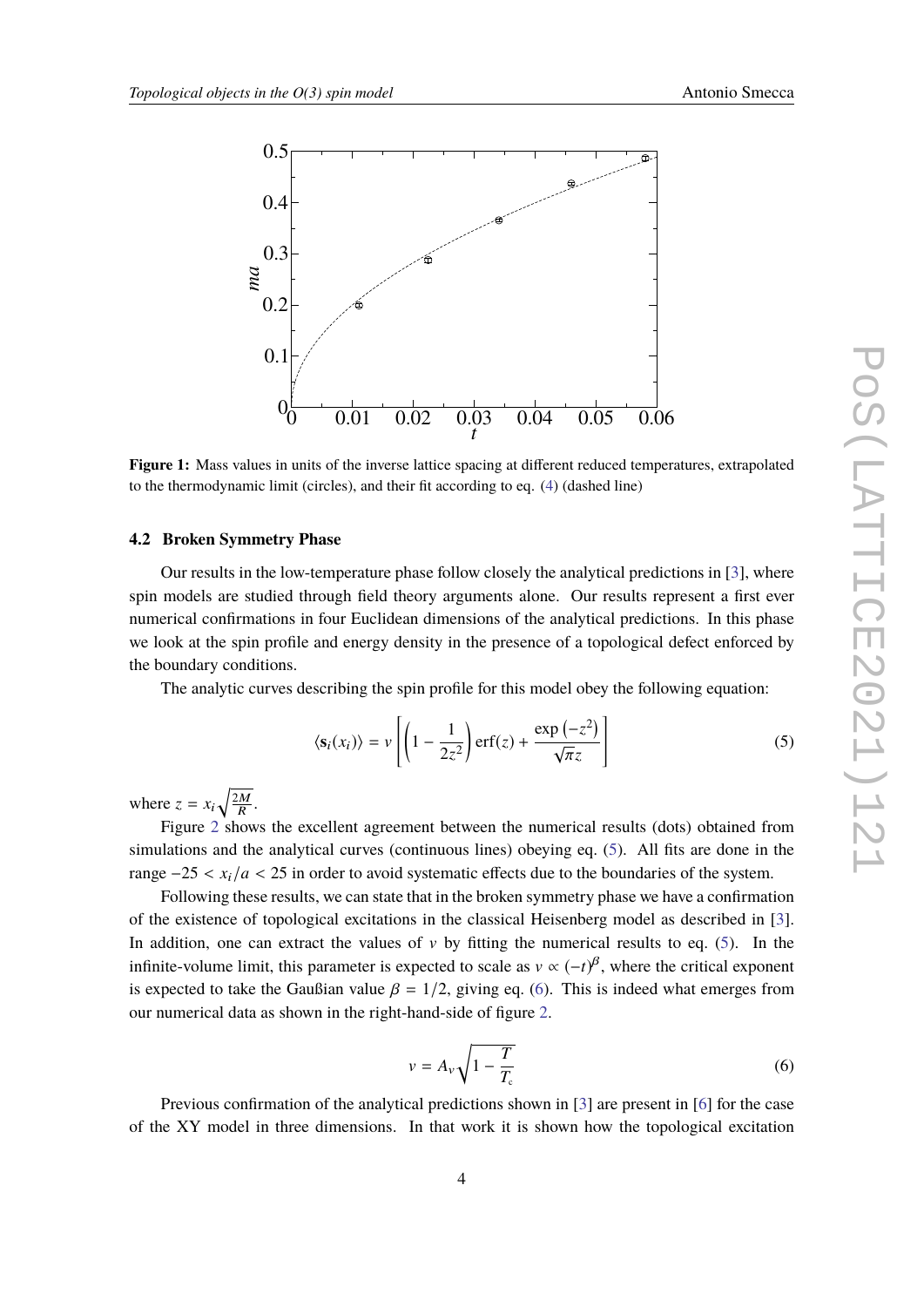**Figure 1:** Mass values in units of the inverse lattice spacing at different reduced temperatures, extrapolated to the thermodynamic limit (circles), and their fit according to eq. (4) (dashed line)

### 4.2 Broken Symmetry Phase

Our results in the low-temperature phase follow closely the analytical predictions in [3], where spin models are studied through field theory arguments alone. Our results represent a first ever numerical confirmations in four Euclidean dimensions of the analytical predictions. In this phase we look at the spin profile and energy density in the presence of a topological defect enforced by the boundary conditions.

The analytic curves describing the spin profile for this model obey the following equation:

$$\langle \mathbf{s}_i(x_i) \rangle = v \left[ \left(1 - \frac{1}{2z^2}\right) \operatorname{erf}(z) + \frac{\exp\left(-z^2\right)}{\sqrt{\pi} z} \right] \tag{5}$$

where $z = x_i \sqrt{\frac{2M}{R}}$.

Figure 2 shows the excellent agreement between the numerical results (dots) obtained from simulations and the analytical curves (continuous lines) obeying eq. (5). All fits are done in the range $-25 < x_i/a < 25$ in order to avoid systematic effects due to the boundaries of the system.

Following these results, we can state that in the broken symmetry phase we have a confirmation of the existence of topological excitations in the classical Heisenberg model as described in [3]. In addition, one can extract the values of $v$ by fitting the numerical results to eq. (5). In the infinite-volume limit, this parameter is expected to scale as $v \propto (-t)^{\beta}$, where the critical exponent is expected to take the Gaußian value $\beta = 1/2$, giving eq. (6). This is indeed what emerges from our numerical data as shown in the right-hand-side of figure 2.

$$v = A_v \sqrt{1 - \frac{T}{T_c}} \tag{6}$$

Previous confirmation of the analytical predictions shown in [3] are present in [6] for the case of the XY model in three dimensions. In that work it is shown how the topological excitation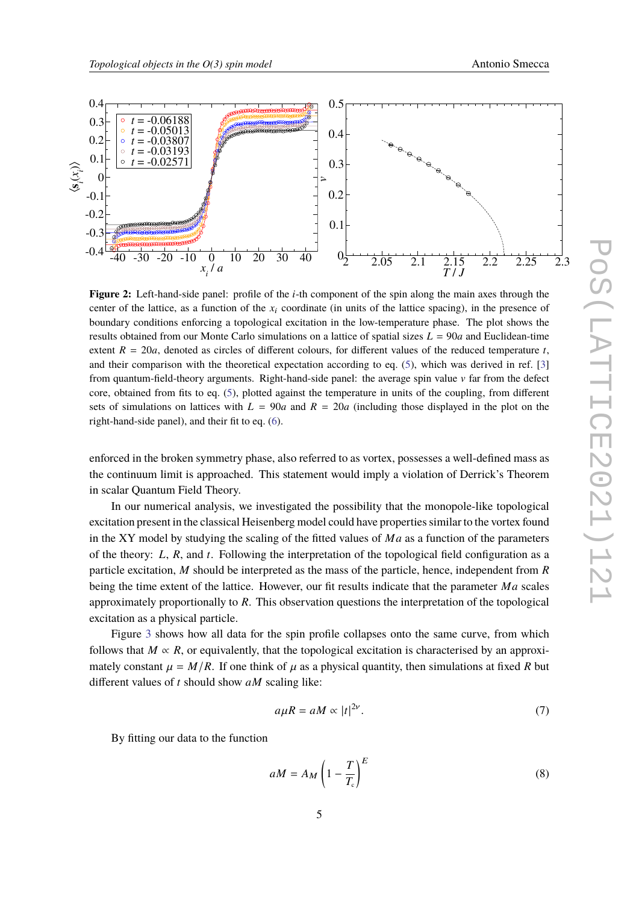**Figure 2:** Left-hand-side panel: profile of the $i$-th component of the spin along the main axes through the center of the lattice, as a function of the $x_i$ coordinate (in units of the lattice spacing), in the presence of boundary conditions enforcing a topological excitation in the low-temperature phase. The plot shows the results obtained from our Monte Carlo simulations on a lattice of spatial sizes $L = 90a$ and Euclidean-time extent $R = 20a$, denoted as circles of different colours, for different values of the reduced temperature $t$, and their comparison with the theoretical expectation according to eq. (5), which was derived in ref. [3] from quantum-field-theory arguments. Right-hand-side panel: the average spin value $v$ far from the defect core, obtained from fits to eq. (5), plotted against the temperature in units of the coupling, from different sets of simulations on lattices with $L = 90a$ and $R = 20a$ (including those displayed in the plot on the right-hand-side panel), and their fit to eq. (6).

enforced in the broken symmetry phase, also referred to as vortex, possesses a well-defined mass as the continuum limit is approached. This statement would imply a violation of Derrick's Theorem in scalar Quantum Field Theory.

In our numerical analysis, we investigated the possibility that the monopole-like topological excitation present in the classical Heisenberg model could have properties similar to the vortex found in the XY model by studying the scaling of the fitted values of $Ma$ as a function of the parameters of the theory: $L$, $R$, and $t$. Following the interpretation of the topological field configuration as a particle excitation, $M$ should be interpreted as the mass of the particle, hence, independent from $R$ being the time extent of the lattice. However, our fit results indicate that the parameter $Ma$ scales approximately proportionally to $R$. This observation questions the interpretation of the topological excitation as a physical particle.

Figure 3 shows how all data for the spin profile collapses onto the same curve, from which follows that $M \propto R$, or equivalently, that the topological excitation is characterised by an approximately constant $\mu = M/R$. If one think of $\mu$ as a physical quantity, then simulations at fixed $R$ but different values of $t$ should show $aM$ scaling like:

$$a\mu R = aM \propto |t|^{2\nu}. \tag{7}$$

By fitting our data to the function

$$aM = A_M \left(1 - \frac{T}{T_c}\right)^E \tag{8}$$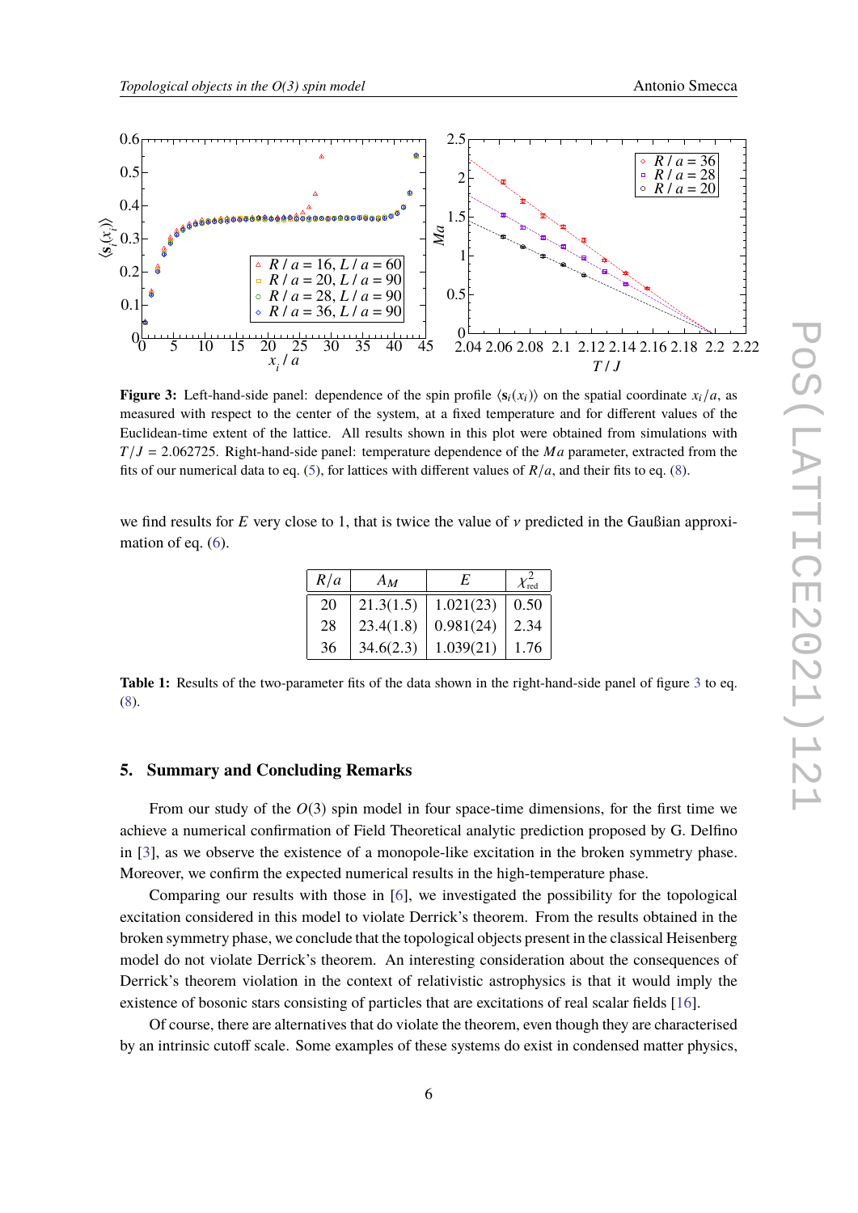**Figure 3:** Left-hand-side panel: dependence of the spin profile $\langle \mathbf{s}_i(x_i) \rangle$ on the spatial coordinate $x_i/a$, as measured with respect to the center of the system, at a fixed temperature and for different values of the Euclidean-time extent of the lattice. All results shown in this plot were obtained from simulations with $T/J = 2.062725$. Right-hand-side panel: temperature dependence of the $Ma$ parameter, extracted from the fits of our numerical data to eq. (5), for lattices with different values of $R/a$, and their fits to eq. (8).

we find results for $E$ very close to 1, that is twice the value of $\nu$ predicted in the Gaußian approximation of eq. (6).

| $R/a$ | $A_M$ | $E$ | $\chi^2_{\text{red}}$ |
|---|---|---|---|
| 20 | 21.3(1.5) | 1.021(23) | 0.50 |
| 28 | 23.4(1.8) | 0.981(24) | 2.34 |
| 36 | 34.6(2.3) | 1.039(21) | 1.76 |

**Table 1:** Results of the two-parameter fits of the data shown in the right-hand-side panel of figure 3 to eq. (8).

## 5. Summary and Concluding Remarks

From our study of the $O(3)$ spin model in four space-time dimensions, for the first time we achieve a numerical confirmation of Field Theoretical analytic prediction proposed by G. Delfino in [3], as we observe the existence of a monopole-like excitation in the broken symmetry phase. Moreover, we confirm the expected numerical results in the high-temperature phase.

Comparing our results with those in [6], we investigated the possibility for the topological excitation considered in this model to violate Derrick's theorem. From the results obtained in the broken symmetry phase, we conclude that the topological objects present in the classical Heisenberg model do not violate Derrick's theorem. An interesting consideration about the consequences of Derrick's theorem violation in the context of relativistic astrophysics is that it would imply the existence of bosonic stars consisting of particles that are excitations of real scalar fields [16].

Of course, there are alternatives that do violate the theorem, even though they are characterised by an intrinsic cutoff scale. Some examples of these systems do exist in condensed matter physics,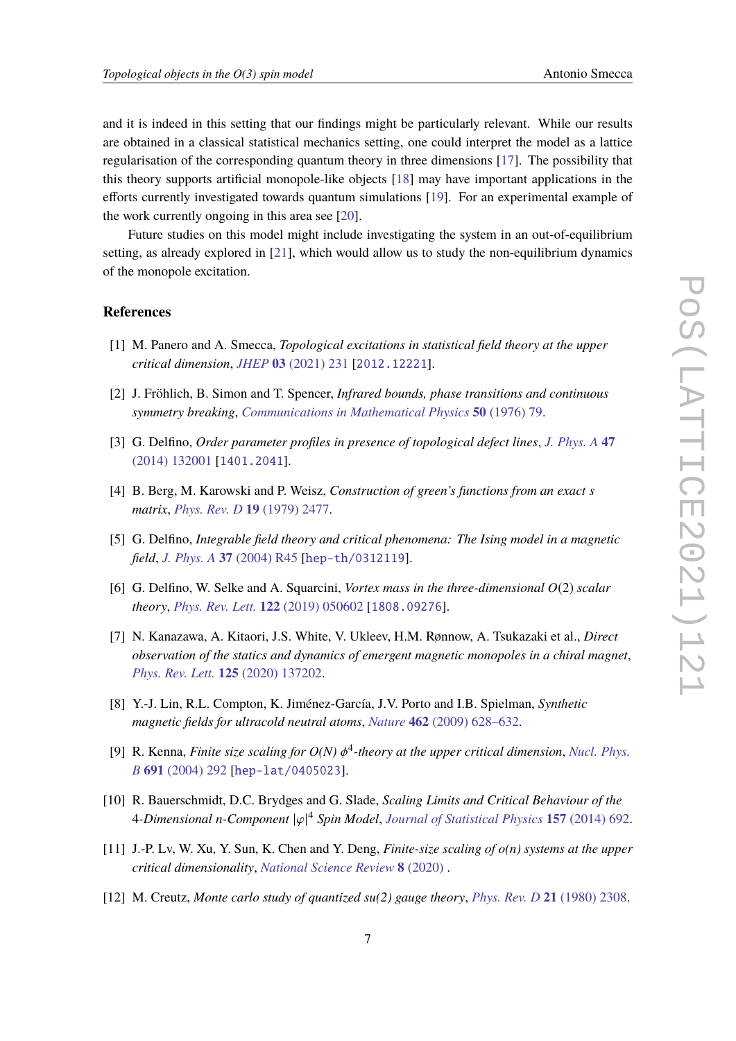and it is indeed in this setting that our findings might be particularly relevant. While our results are obtained in a classical statistical mechanics setting, one could interpret the model as a lattice regularisation of the corresponding quantum theory in three dimensions [17]. The possibility that this theory supports artificial monopole-like objects [18] may have important applications in the efforts currently investigated towards quantum simulations [19]. For an experimental example of the work currently ongoing in this area see [20].

Future studies on this model might include investigating the system in an out-of-equilibrium setting, as already explored in [21], which would allow us to study the non-equilibrium dynamics of the monopole excitation.

## References

[1] M. Panero and A. Smecca, *Topological excitations in statistical field theory at the upper critical dimension*, *JHEP* **03** (2021) 231 [2012.12221].

[2] J. Fröhlich, B. Simon and T. Spencer, *Infrared bounds, phase transitions and continuous symmetry breaking*, *Communications in Mathematical Physics* **50** (1976) 79.

[3] G. Delfino, *Order parameter profiles in presence of topological defect lines*, *J. Phys. A* **47** (2014) 132001 [1401.2041].

[4] B. Berg, M. Karowski and P. Weisz, *Construction of green's functions from an exact s matrix*, *Phys. Rev. D* **19** (1979) 2477.

[5] G. Delfino, *Integrable field theory and critical phenomena: The Ising model in a magnetic field*, *J. Phys. A* **37** (2004) R45 [hep-th/0312119].

[6] G. Delfino, W. Selke and A. Squarcini, *Vortex mass in the three-dimensional $O(2)$ scalar theory*, *Phys. Rev. Lett.* **122** (2019) 050602 [1808.09276].

[7] N. Kanazawa, A. Kitaori, J.S. White, V. Ukleev, H.M. Rønnow, A. Tsukazaki et al., *Direct observation of the statics and dynamics of emergent magnetic monopoles in a chiral magnet*, *Phys. Rev. Lett.* **125** (2020) 137202.

[8] Y.-J. Lin, R.L. Compton, K. Jiménez-García, J.V. Porto and I.B. Spielman, *Synthetic magnetic fields for ultracold neutral atoms*, *Nature* **462** (2009) 628–632.

[9] R. Kenna, *Finite size scaling for O(N) $\phi^4$-theory at the upper critical dimension*, *Nucl. Phys. B* **691** (2004) 292 [hep-lat/0405023].

[10] R. Bauerschmidt, D.C. Brydges and G. Slade, *Scaling Limits and Critical Behaviour of the 4-Dimensional n-Component $|\varphi|^4$ Spin Model*, *Journal of Statistical Physics* **157** (2014) 692.

[11] J.-P. Lv, W. Xu, Y. Sun, K. Chen and Y. Deng, *Finite-size scaling of o(n) systems at the upper critical dimensionality*, *National Science Review* **8** (2020) .

[12] M. Creutz, *Monte carlo study of quantized su(2) gauge theory*, *Phys. Rev. D* **21** (1980) 2308.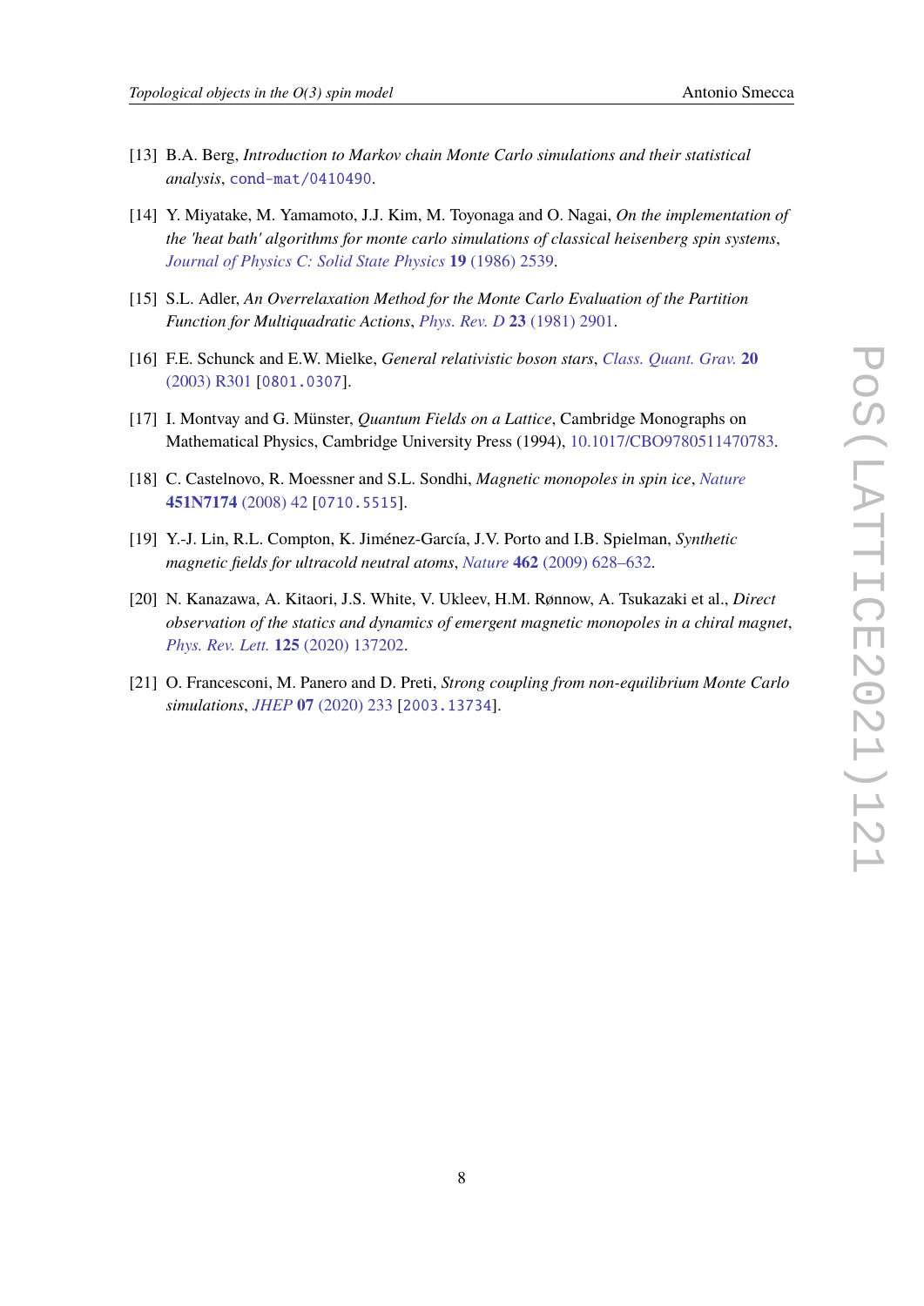[13] B.A. Berg, *Introduction to Markov chain Monte Carlo simulations and their statistical analysis*, cond-mat/0410490.

[14] Y. Miyatake, M. Yamamoto, J.J. Kim, M. Toyonaga and O. Nagai, *On the implementation of the 'heat bath' algorithms for monte carlo simulations of classical heisenberg spin systems*, *Journal of Physics C: Solid State Physics* **19** (1986) 2539.

[15] S.L. Adler, *An Overrelaxation Method for the Monte Carlo Evaluation of the Partition Function for Multiquadratic Actions*, *Phys. Rev. D* **23** (1981) 2901.

[16] F.E. Schunck and E.W. Mielke, *General relativistic boson stars*, *Class. Quant. Grav.* **20** (2003) R301 [0801.0307].

[17] I. Montvay and G. Münster, *Quantum Fields on a Lattice*, Cambridge Monographs on Mathematical Physics, Cambridge University Press (1994), 10.1017/CBO9780511470783.

[18] C. Castelnovo, R. Moessner and S.L. Sondhi, *Magnetic monopoles in spin ice*, *Nature* **451N7174** (2008) 42 [0710.5515].

[19] Y.-J. Lin, R.L. Compton, K. Jiménez-García, J.V. Porto and I.B. Spielman, *Synthetic magnetic fields for ultracold neutral atoms*, *Nature* **462** (2009) 628–632.

[20] N. Kanazawa, A. Kitaori, J.S. White, V. Ukleev, H.M. Rønnow, A. Tsukazaki et al., *Direct observation of the statics and dynamics of emergent magnetic monopoles in a chiral magnet*, *Phys. Rev. Lett.* **125** (2020) 137202.

[21] O. Francesconi, M. Panero and D. Preti, *Strong coupling from non-equilibrium Monte Carlo simulations*, *JHEP* **07** (2020) 233 [2003.13734].